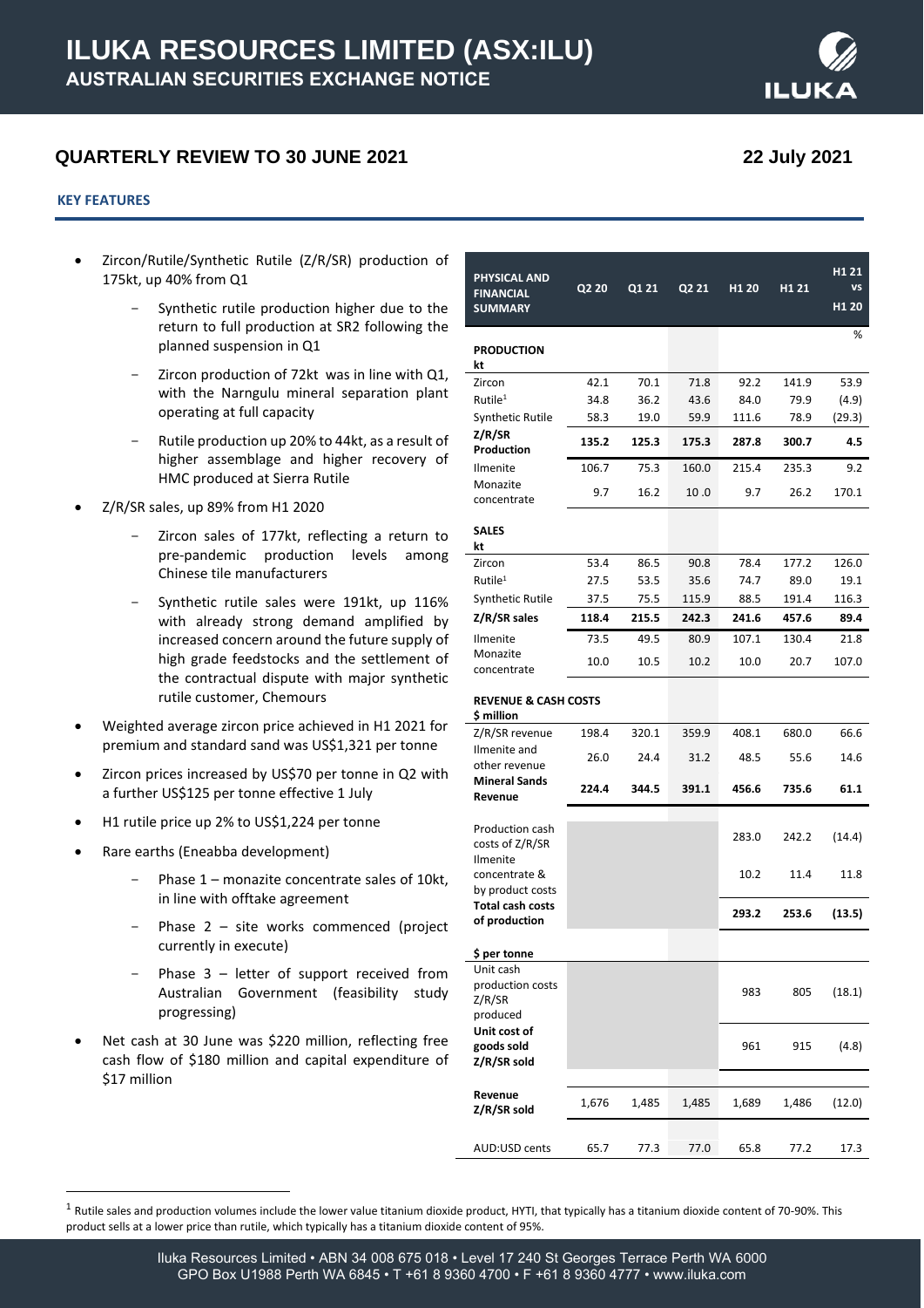# ILUKA RESOURCES LIMITED (ASX:ILU)

## AUSTRALIAN SECURITIES EXCHANGE NOTICE

## QUARTERLY REVIEW TO 30 JUNE 2021

**22 July 2021**

### KEY FEATURES

- Zircon/Rutile/Synthetic Rutile (Z/R/SR) production of 175kt, up 40% from Q1
  - Synthetic rutile production higher due to the return to full production at SR2 following the planned suspension in Q1
  - Zircon production of 72kt was in line with Q1, with the Narngulu mineral separation plant operating at full capacity
  - Rutile production up 20% to 44kt, as a result of higher assemblage and higher recovery of HMC produced at Sierra Rutile
- Z/R/SR sales, up 89% from H1 2020
  - Zircon sales of 177kt, reflecting a return to pre-pandemic production levels among Chinese tile manufacturers
  - Synthetic rutile sales were 191kt, up 116% with already strong demand amplified by increased concern around the future supply of high grade feedstocks and the settlement of the contractual dispute with major synthetic rutile customer, Chemours
- Weighted average zircon price achieved in H1 2021 for premium and standard sand was US$1,321 per tonne
- Zircon prices increased by US$70 per tonne in Q2 with a further US$125 per tonne effective 1 July
- H1 rutile price up 2% to US$1,224 per tonne
- Rare earths (Eneabba development)
  - Phase 1 – monazite concentrate sales of 10kt, in line with offtake agreement
  - Phase 2 – site works commenced (project currently in execute)
  - Phase 3 – letter of support received from Australian Government (feasibility study progressing)
- Net cash at 30 June was $220 million, reflecting free cash flow of $180 million and capital expenditure of $17 million

| PHYSICAL AND FINANCIAL SUMMARY | Q2 20 | Q1 21 | Q2 21 | H1 20 | H1 21 | H1 21 vs H1 20 |
|---|---|---|---|---|---|---|
| | | | | | | % |
| **PRODUCTION kt** | | | | | | |
| Zircon | 42.1 | 70.1 | 71.8 | 92.2 | 141.9 | 53.9 |
| Rutile[1] | 34.8 | 36.2 | 43.6 | 84.0 | 79.9 | (4.9) |
| Synthetic Rutile | 58.3 | 19.0 | 59.9 | 111.6 | 78.9 | (29.3) |
| **Z/R/SR Production** | **135.2** | **125.3** | **175.3** | **287.8** | **300.7** | **4.5** |
| Ilmenite | 106.7 | 75.3 | 160.0 | 215.4 | 235.3 | 9.2 |
| Monazite concentrate | 9.7 | 16.2 | 10 .0 | 9.7 | 26.2 | 170.1 |
| **SALES kt** | | | | | | |
| Zircon | 53.4 | 86.5 | 90.8 | 78.4 | 177.2 | 126.0 |
| Rutile[1] | 27.5 | 53.5 | 35.6 | 74.7 | 89.0 | 19.1 |
| Synthetic Rutile | 37.5 | 75.5 | 115.9 | 88.5 | 191.4 | 116.3 |
| **Z/R/SR sales** | **118.4** | **215.5** | **242.3** | **241.6** | **457.6** | **89.4** |
| Ilmenite | 73.5 | 49.5 | 80.9 | 107.1 | 130.4 | 21.8 |
| Monazite concentrate | 10.0 | 10.5 | 10.2 | 10.0 | 20.7 | 107.0 |
| **REVENUE & CASH COSTS $ million** | | | | | | |
| Z/R/SR revenue | 198.4 | 320.1 | 359.9 | 408.1 | 680.0 | 66.6 |
| Ilmenite and other revenue | 26.0 | 24.4 | 31.2 | 48.5 | 55.6 | 14.6 |
| **Mineral Sands Revenue** | **224.4** | **344.5** | **391.1** | **456.6** | **735.6** | **61.1** |
| Production cash costs of Z/R/SR | | | | 283.0 | 242.2 | (14.4) |
| Ilmenite concentrate & by product costs | | | | 10.2 | 11.4 | 11.8 |
| **Total cash costs of production** | | | | **293.2** | **253.6** | **(13.5)** |
| **$ per tonne** | | | | | | |
| Unit cash production costs Z/R/SR produced | | | | 983 | 805 | (18.1) |
| **Unit cost of goods sold Z/R/SR sold** | | | | 961 | 915 | (4.8) |
| **Revenue Z/R/SR sold** | 1,676 | 1,485 | 1,485 | 1,689 | 1,486 | (12.0) |
| AUD:USD cents | 65.7 | 77.3 | 77.0 | 65.8 | 77.2 | 17.3 |

[1] Rutile sales and production volumes include the lower value titanium dioxide product, HYTI, that typically has a titanium dioxide content of 70-90%. This product sells at a lower price than rutile, which typically has a titanium dioxide content of 95%.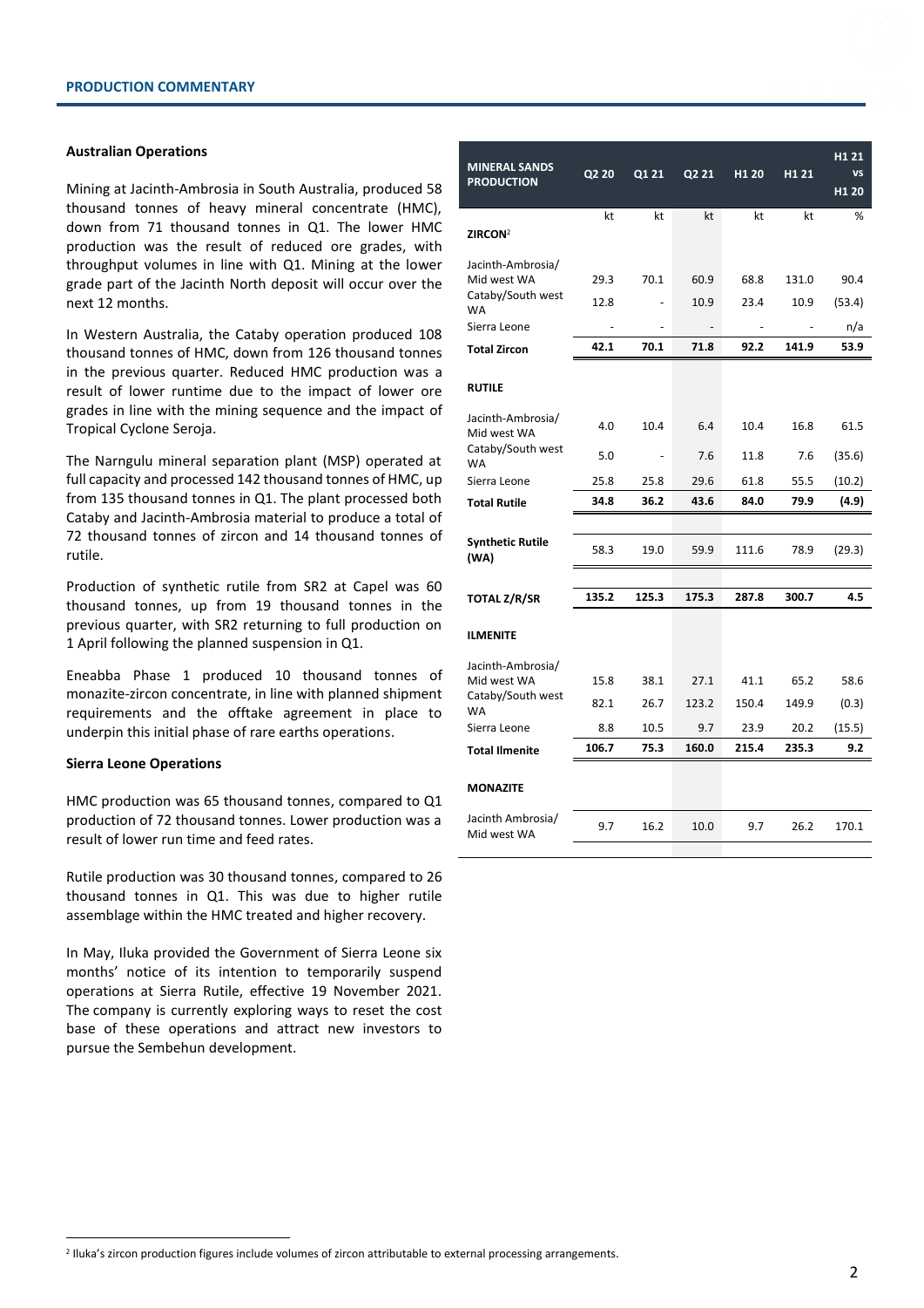## PRODUCTION COMMENTARY

### Australian Operations

Mining at Jacinth-Ambrosia in South Australia, produced 58 thousand tonnes of heavy mineral concentrate (HMC), down from 71 thousand tonnes in Q1. The lower HMC production was the result of reduced ore grades, with throughput volumes in line with Q1. Mining at the lower grade part of the Jacinth North deposit will occur over the next 12 months.

In Western Australia, the Cataby operation produced 108 thousand tonnes of HMC, down from 126 thousand tonnes in the previous quarter. Reduced HMC production was a result of lower runtime due to the impact of lower ore grades in line with the mining sequence and the impact of Tropical Cyclone Seroja.

The Narngulu mineral separation plant (MSP) operated at full capacity and processed 142 thousand tonnes of HMC, up from 135 thousand tonnes in Q1. The plant processed both Cataby and Jacinth-Ambrosia material to produce a total of 72 thousand tonnes of zircon and 14 thousand tonnes of rutile.

Production of synthetic rutile from SR2 at Capel was 60 thousand tonnes, up from 19 thousand tonnes in the previous quarter, with SR2 returning to full production on 1 April following the planned suspension in Q1.

Eneabba Phase 1 produced 10 thousand tonnes of monazite-zircon concentrate, in line with planned shipment requirements and the offtake agreement in place to underpin this initial phase of rare earths operations.

### Sierra Leone Operations

HMC production was 65 thousand tonnes, compared to Q1 production of 72 thousand tonnes. Lower production was a result of lower run time and feed rates.

Rutile production was 30 thousand tonnes, compared to 26 thousand tonnes in Q1. This was due to higher rutile assemblage within the HMC treated and higher recovery.

In May, Iluka provided the Government of Sierra Leone six months' notice of its intention to temporarily suspend operations at Sierra Rutile, effective 19 November 2021. The company is currently exploring ways to reset the cost base of these operations and attract new investors to pursue the Sembehun development.

| MINERAL SANDS PRODUCTION | Q2 20 | Q1 21 | Q2 21 | H1 20 | H1 21 | H1 21 vs H1 20 |
|---|---|---|---|---|---|---|
| | kt | kt | kt | kt | kt | % |
| **ZIRCON**[2] | | | | | | |
| Jacinth-Ambrosia/ Mid west WA | 29.3 | 70.1 | 60.9 | 68.8 | 131.0 | 90.4 |
| Cataby/South west WA | 12.8 | - | 10.9 | 23.4 | 10.9 | (53.4) |
| Sierra Leone | - | - | - | - | - | n/a |
| **Total Zircon** | **42.1** | **70.1** | **71.8** | **92.2** | **141.9** | **53.9** |
| **RUTILE** | | | | | | |
| Jacinth-Ambrosia/ Mid west WA | 4.0 | 10.4 | 6.4 | 10.4 | 16.8 | 61.5 |
| Cataby/South west WA | 5.0 | - | 7.6 | 11.8 | 7.6 | (35.6) |
| Sierra Leone | 25.8 | 25.8 | 29.6 | 61.8 | 55.5 | (10.2) |
| **Total Rutile** | **34.8** | **36.2** | **43.6** | **84.0** | **79.9** | **(4.9)** |
| **Synthetic Rutile (WA)** | 58.3 | 19.0 | 59.9 | 111.6 | 78.9 | (29.3) |
| **TOTAL Z/R/SR** | **135.2** | **125.3** | **175.3** | **287.8** | **300.7** | **4.5** |
| **ILMENITE** | | | | | | |
| Jacinth-Ambrosia/ Mid west WA | 15.8 | 38.1 | 27.1 | 41.1 | 65.2 | 58.6 |
| Cataby/South west WA | 82.1 | 26.7 | 123.2 | 150.4 | 149.9 | (0.3) |
| Sierra Leone | 8.8 | 10.5 | 9.7 | 23.9 | 20.2 | (15.5) |
| **Total Ilmenite** | **106.7** | **75.3** | **160.0** | **215.4** | **235.3** | **9.2** |
| **MONAZITE** | | | | | | |
| Jacinth Ambrosia/ Mid west WA | 9.7 | 16.2 | 10.0 | 9.7 | 26.2 | 170.1 |

[2] Iluka's zircon production figures include volumes of zircon attributable to external processing arrangements.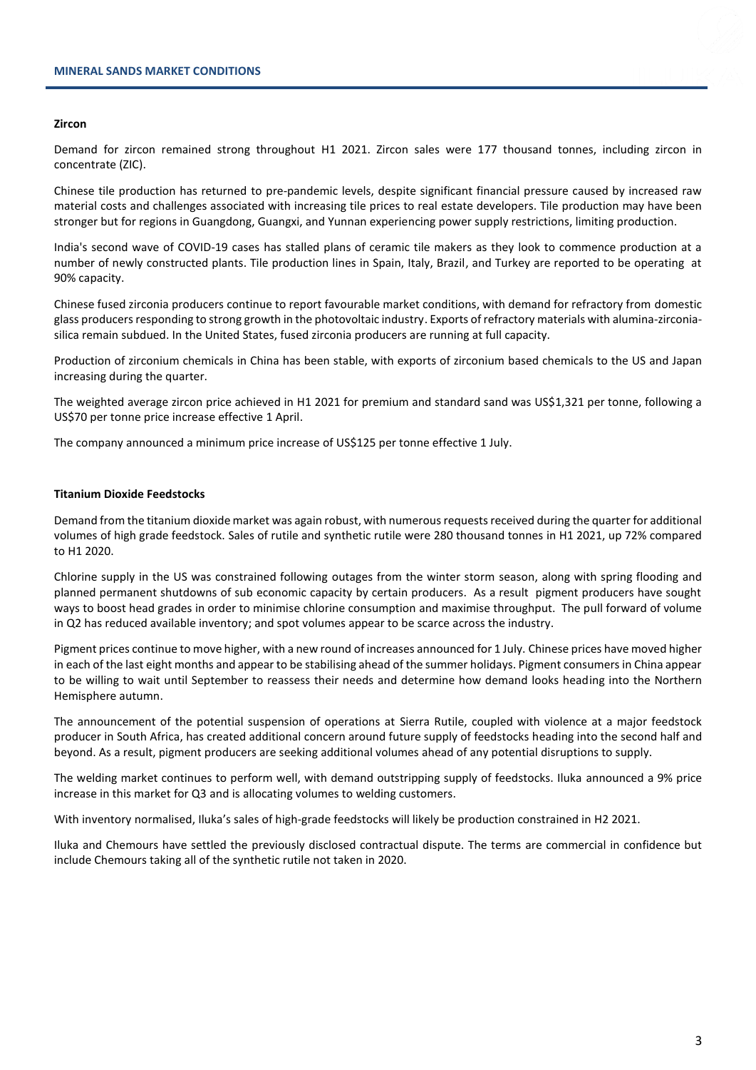## MINERAL SANDS MARKET CONDITIONS

### Zircon

Demand for zircon remained strong throughout H1 2021. Zircon sales were 177 thousand tonnes, including zircon in concentrate (ZIC).

Chinese tile production has returned to pre-pandemic levels, despite significant financial pressure caused by increased raw material costs and challenges associated with increasing tile prices to real estate developers. Tile production may have been stronger but for regions in Guangdong, Guangxi, and Yunnan experiencing power supply restrictions, limiting production.

India's second wave of COVID-19 cases has stalled plans of ceramic tile makers as they look to commence production at a number of newly constructed plants. Tile production lines in Spain, Italy, Brazil, and Turkey are reported to be operating at 90% capacity.

Chinese fused zirconia producers continue to report favourable market conditions, with demand for refractory from domestic glass producers responding to strong growth in the photovoltaic industry. Exports of refractory materials with alumina-zirconia-silica remain subdued. In the United States, fused zirconia producers are running at full capacity.

Production of zirconium chemicals in China has been stable, with exports of zirconium based chemicals to the US and Japan increasing during the quarter.

The weighted average zircon price achieved in H1 2021 for premium and standard sand was US$1,321 per tonne, following a US$70 per tonne price increase effective 1 April.

The company announced a minimum price increase of US$125 per tonne effective 1 July.

### Titanium Dioxide Feedstocks

Demand from the titanium dioxide market was again robust, with numerous requests received during the quarter for additional volumes of high grade feedstock. Sales of rutile and synthetic rutile were 280 thousand tonnes in H1 2021, up 72% compared to H1 2020.

Chlorine supply in the US was constrained following outages from the winter storm season, along with spring flooding and planned permanent shutdowns of sub economic capacity by certain producers. As a result pigment producers have sought ways to boost head grades in order to minimise chlorine consumption and maximise throughput. The pull forward of volume in Q2 has reduced available inventory; and spot volumes appear to be scarce across the industry.

Pigment prices continue to move higher, with a new round of increases announced for 1 July. Chinese prices have moved higher in each of the last eight months and appear to be stabilising ahead of the summer holidays. Pigment consumers in China appear to be willing to wait until September to reassess their needs and determine how demand looks heading into the Northern Hemisphere autumn.

The announcement of the potential suspension of operations at Sierra Rutile, coupled with violence at a major feedstock producer in South Africa, has created additional concern around future supply of feedstocks heading into the second half and beyond. As a result, pigment producers are seeking additional volumes ahead of any potential disruptions to supply.

The welding market continues to perform well, with demand outstripping supply of feedstocks. Iluka announced a 9% price increase in this market for Q3 and is allocating volumes to welding customers.

With inventory normalised, Iluka's sales of high-grade feedstocks will likely be production constrained in H2 2021.

Iluka and Chemours have settled the previously disclosed contractual dispute. The terms are commercial in confidence but include Chemours taking all of the synthetic rutile not taken in 2020.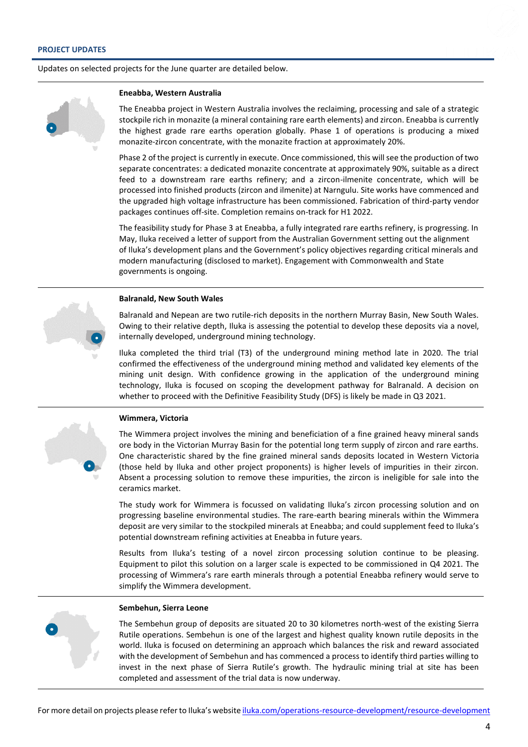## PROJECT UPDATES

Updates on selected projects for the June quarter are detailed below.

### Eneabba, Western Australia

The Eneabba project in Western Australia involves the reclaiming, processing and sale of a strategic stockpile rich in monazite (a mineral containing rare earth elements) and zircon. Eneabba is currently the highest grade rare earths operation globally. Phase 1 of operations is producing a mixed monazite-zircon concentrate, with the monazite fraction at approximately 20%.

Phase 2 of the project is currently in execute. Once commissioned, this will see the production of two separate concentrates: a dedicated monazite concentrate at approximately 90%, suitable as a direct feed to a downstream rare earths refinery; and a zircon-ilmenite concentrate, which will be processed into finished products (zircon and ilmenite) at Narngulu. Site works have commenced and the upgraded high voltage infrastructure has been commissioned. Fabrication of third-party vendor packages continues off-site. Completion remains on-track for H1 2022.

The feasibility study for Phase 3 at Eneabba, a fully integrated rare earths refinery, is progressing. In May, Iluka received a letter of support from the Australian Government setting out the alignment of Iluka's development plans and the Government's policy objectives regarding critical minerals and modern manufacturing (disclosed to market). Engagement with Commonwealth and State governments is ongoing.

### Balranald, New South Wales

Balranald and Nepean are two rutile-rich deposits in the northern Murray Basin, New South Wales. Owing to their relative depth, Iluka is assessing the potential to develop these deposits via a novel, internally developed, underground mining technology.

Iluka completed the third trial (T3) of the underground mining method late in 2020. The trial confirmed the effectiveness of the underground mining method and validated key elements of the mining unit design. With confidence growing in the application of the underground mining technology, Iluka is focused on scoping the development pathway for Balranald. A decision on whether to proceed with the Definitive Feasibility Study (DFS) is likely be made in Q3 2021.

### Wimmera, Victoria

The Wimmera project involves the mining and beneficiation of a fine grained heavy mineral sands ore body in the Victorian Murray Basin for the potential long term supply of zircon and rare earths. One characteristic shared by the fine grained mineral sands deposits located in Western Victoria (those held by Iluka and other project proponents) is higher levels of impurities in their zircon. Absent a processing solution to remove these impurities, the zircon is ineligible for sale into the ceramics market.

The study work for Wimmera is focussed on validating Iluka's zircon processing solution and on progressing baseline environmental studies. The rare-earth bearing minerals within the Wimmera deposit are very similar to the stockpiled minerals at Eneabba; and could supplement feed to Iluka's potential downstream refining activities at Eneabba in future years.

Results from Iluka's testing of a novel zircon processing solution continue to be pleasing. Equipment to pilot this solution on a larger scale is expected to be commissioned in Q4 2021. The processing of Wimmera's rare earth minerals through a potential Eneabba refinery would serve to simplify the Wimmera development.

### Sembehun, Sierra Leone

The Sembehun group of deposits are situated 20 to 30 kilometres north-west of the existing Sierra Rutile operations. Sembehun is one of the largest and highest quality known rutile deposits in the world. Iluka is focused on determining an approach which balances the risk and reward associated with the development of Sembehun and has commenced a process to identify third parties willing to invest in the next phase of Sierra Rutile's growth. The hydraulic mining trial at site has been completed and assessment of the trial data is now underway.

For more detail on projects please refer to Iluka's website iluka.com/operations-resource-development/resource-development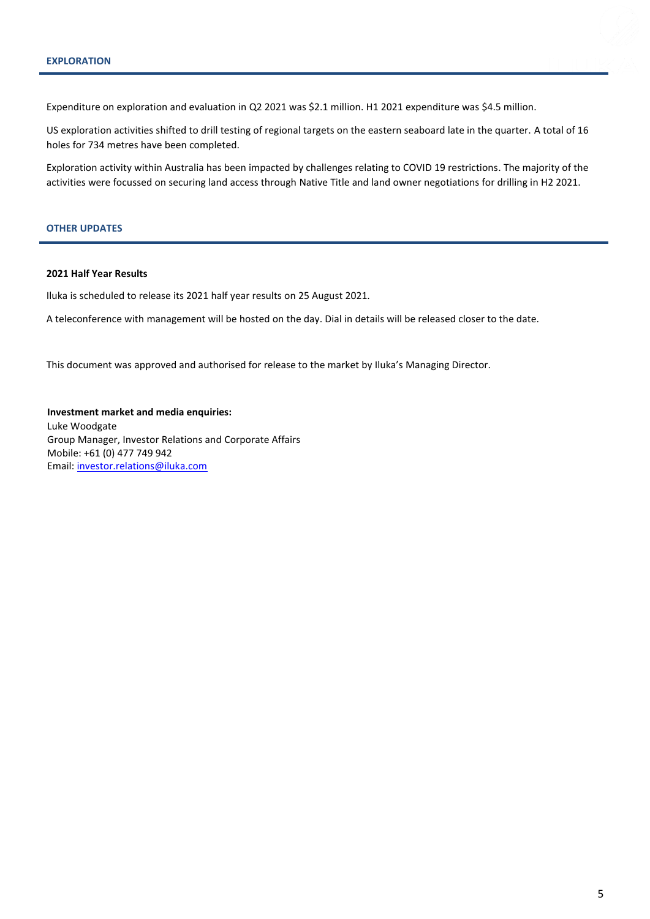## EXPLORATION

Expenditure on exploration and evaluation in Q2 2021 was $2.1 million. H1 2021 expenditure was $4.5 million.

US exploration activities shifted to drill testing of regional targets on the eastern seaboard late in the quarter. A total of 16 holes for 734 metres have been completed.

Exploration activity within Australia has been impacted by challenges relating to COVID 19 restrictions. The majority of the activities were focussed on securing land access through Native Title and land owner negotiations for drilling in H2 2021.

## OTHER UPDATES

**2021 Half Year Results**

Iluka is scheduled to release its 2021 half year results on 25 August 2021.

A teleconference with management will be hosted on the day. Dial in details will be released closer to the date.

This document was approved and authorised for release to the market by Iluka's Managing Director.

**Investment market and media enquiries:**
Luke Woodgate
Group Manager, Investor Relations and Corporate Affairs
Mobile: +61 (0) 477 749 942
Email: investor.relations@iluka.com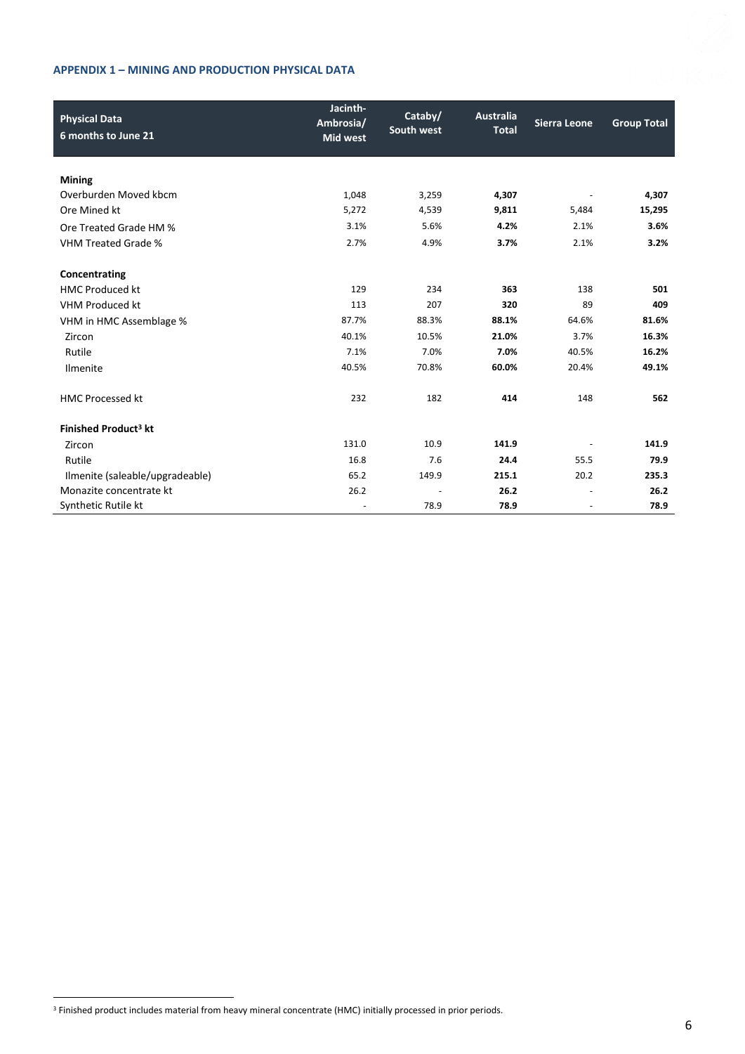## APPENDIX 1 – MINING AND PRODUCTION PHYSICAL DATA

| Physical Data<br>6 months to June 21 | Jacinth-Ambrosia/ Mid west | Cataby/ South west | Australia Total | Sierra Leone | Group Total |
|---|---|---|---|---|---|
| **Mining** | | | | | |
| Overburden Moved kbcm | 1,048 | 3,259 | **4,307** | - | **4,307** |
| Ore Mined kt | 5,272 | 4,539 | **9,811** | 5,484 | **15,295** |
| Ore Treated Grade HM % | 3.1% | 5.6% | **4.2%** | 2.1% | **3.6%** |
| VHM Treated Grade % | 2.7% | 4.9% | **3.7%** | 2.1% | **3.2%** |
| **Concentrating** | | | | | |
| HMC Produced kt | 129 | 234 | **363** | 138 | **501** |
| VHM Produced kt | 113 | 207 | **320** | 89 | **409** |
| VHM in HMC Assemblage % | 87.7% | 88.3% | **88.1%** | 64.6% | **81.6%** |
| Zircon | 40.1% | 10.5% | **21.0%** | 3.7% | **16.3%** |
| Rutile | 7.1% | 7.0% | **7.0%** | 40.5% | **16.2%** |
| Ilmenite | 40.5% | 70.8% | **60.0%** | 20.4% | **49.1%** |
| HMC Processed kt | 232 | 182 | **414** | 148 | **562** |
| **Finished Product[3] kt** | | | | | |
| Zircon | 131.0 | 10.9 | **141.9** | - | **141.9** |
| Rutile | 16.8 | 7.6 | **24.4** | 55.5 | **79.9** |
| Ilmenite (saleable/upgradeable) | 65.2 | 149.9 | **215.1** | 20.2 | **235.3** |
| Monazite concentrate kt | 26.2 | - | **26.2** | - | **26.2** |
| Synthetic Rutile kt | - | 78.9 | **78.9** | - | **78.9** |

[3] Finished product includes material from heavy mineral concentrate (HMC) initially processed in prior periods.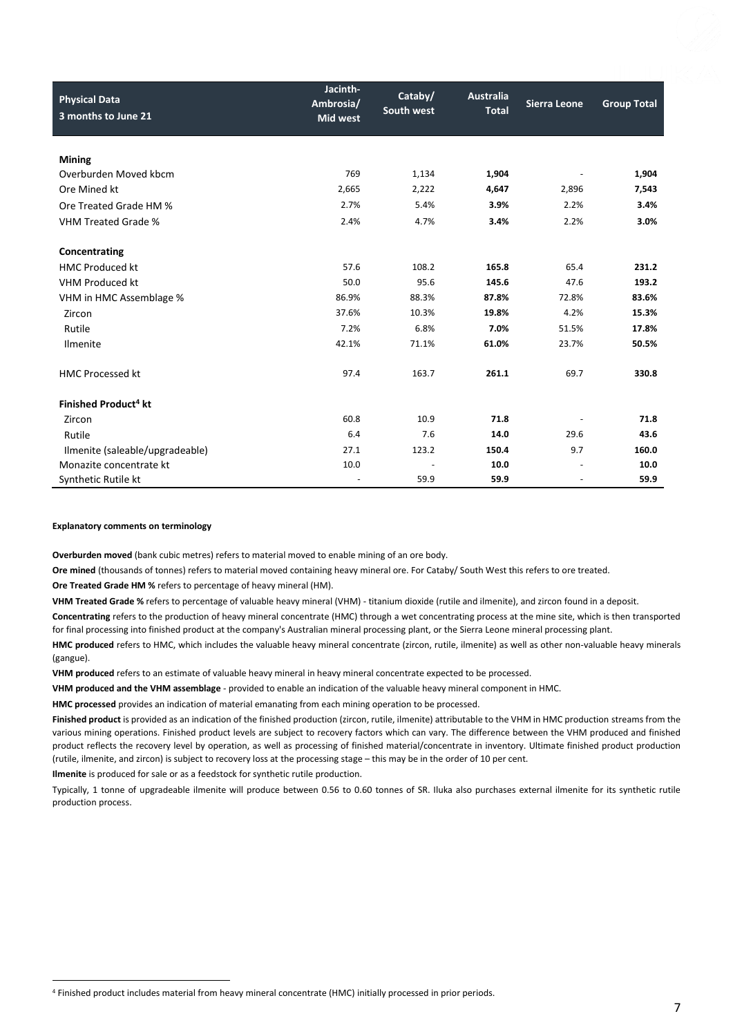| Physical Data<br>3 months to June 21 | Jacinth-Ambrosia/<br>Mid west | Cataby/<br>South west | Australia Total | Sierra Leone | Group Total |
|---|---|---|---|---|---|
| **Mining** | | | | | |
| Overburden Moved kbcm | 769 | 1,134 | **1,904** | - | **1,904** |
| Ore Mined kt | 2,665 | 2,222 | **4,647** | 2,896 | **7,543** |
| Ore Treated Grade HM % | 2.7% | 5.4% | **3.9%** | 2.2% | **3.4%** |
| VHM Treated Grade % | 2.4% | 4.7% | **3.4%** | 2.2% | **3.0%** |
| **Concentrating** | | | | | |
| HMC Produced kt | 57.6 | 108.2 | **165.8** | 65.4 | **231.2** |
| VHM Produced kt | 50.0 | 95.6 | **145.6** | 47.6 | **193.2** |
| VHM in HMC Assemblage % | 86.9% | 88.3% | **87.8%** | 72.8% | **83.6%** |
| Zircon | 37.6% | 10.3% | **19.8%** | 4.2% | **15.3%** |
| Rutile | 7.2% | 6.8% | **7.0%** | 51.5% | **17.8%** |
| Ilmenite | 42.1% | 71.1% | **61.0%** | 23.7% | **50.5%** |
| HMC Processed kt | 97.4 | 163.7 | **261.1** | 69.7 | **330.8** |
| **Finished Product[4] kt** | | | | | |
| Zircon | 60.8 | 10.9 | **71.8** | - | **71.8** |
| Rutile | 6.4 | 7.6 | **14.0** | 29.6 | **43.6** |
| Ilmenite (saleable/upgradeable) | 27.1 | 123.2 | **150.4** | 9.7 | **160.0** |
| Monazite concentrate kt | 10.0 | - | **10.0** | - | **10.0** |
| Synthetic Rutile kt | - | 59.9 | **59.9** | - | **59.9** |

**Explanatory comments on terminology**

**Overburden moved** (bank cubic metres) refers to material moved to enable mining of an ore body.

**Ore mined** (thousands of tonnes) refers to material moved containing heavy mineral ore. For Cataby/ South West this refers to ore treated.

**Ore Treated Grade HM %** refers to percentage of heavy mineral (HM).

**VHM Treated Grade %** refers to percentage of valuable heavy mineral (VHM) - titanium dioxide (rutile and ilmenite), and zircon found in a deposit.

**Concentrating** refers to the production of heavy mineral concentrate (HMC) through a wet concentrating process at the mine site, which is then transported for final processing into finished product at the company's Australian mineral processing plant, or the Sierra Leone mineral processing plant.

**HMC produced** refers to HMC, which includes the valuable heavy mineral concentrate (zircon, rutile, ilmenite) as well as other non-valuable heavy minerals (gangue).

**VHM produced** refers to an estimate of valuable heavy mineral in heavy mineral concentrate expected to be processed.

**VHM produced and the VHM assemblage** - provided to enable an indication of the valuable heavy mineral component in HMC.

**HMC processed** provides an indication of material emanating from each mining operation to be processed.

**Finished product** is provided as an indication of the finished production (zircon, rutile, ilmenite) attributable to the VHM in HMC production streams from the various mining operations. Finished product levels are subject to recovery factors which can vary. The difference between the VHM produced and finished product reflects the recovery level by operation, as well as processing of finished material/concentrate in inventory. Ultimate finished product production (rutile, ilmenite, and zircon) is subject to recovery loss at the processing stage – this may be in the order of 10 per cent.

**Ilmenite** is produced for sale or as a feedstock for synthetic rutile production.

Typically, 1 tonne of upgradeable ilmenite will produce between 0.56 to 0.60 tonnes of SR. Iluka also purchases external ilmenite for its synthetic rutile production process.

[4] Finished product includes material from heavy mineral concentrate (HMC) initially processed in prior periods.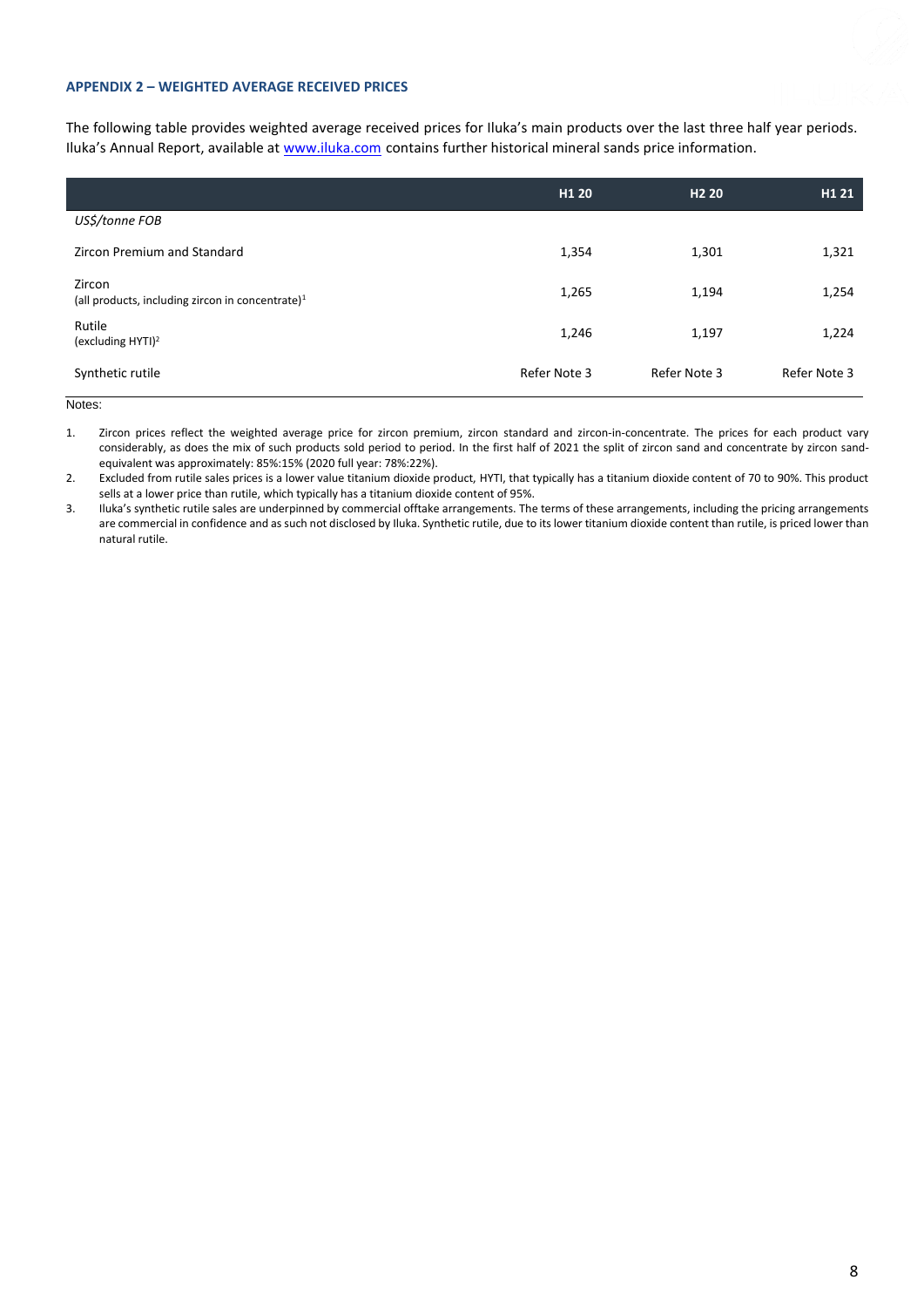## APPENDIX 2 – WEIGHTED AVERAGE RECEIVED PRICES

The following table provides weighted average received prices for Iluka's main products over the last three half year periods. Iluka's Annual Report, available at www.iluka.com contains further historical mineral sands price information.

| | H1 20 | H2 20 | H1 21 |
|---|---|---|---|
| *US$/tonne FOB* | | | |
| Zircon Premium and Standard | 1,354 | 1,301 | 1,321 |
| Zircon (all products, including zircon in concentrate)[1] | 1,265 | 1,194 | 1,254 |
| Rutile (excluding HYTI)[2] | 1,246 | 1,197 | 1,224 |
| Synthetic rutile | Refer Note 3 | Refer Note 3 | Refer Note 3 |

Notes:

1. Zircon prices reflect the weighted average price for zircon premium, zircon standard and zircon-in-concentrate. The prices for each product vary considerably, as does the mix of such products sold period to period. In the first half of 2021 the split of zircon sand and concentrate by zircon sand-equivalent was approximately: 85%:15% (2020 full year: 78%:22%).
2. Excluded from rutile sales prices is a lower value titanium dioxide product, HYTI, that typically has a titanium dioxide content of 70 to 90%. This product sells at a lower price than rutile, which typically has a titanium dioxide content of 95%.
3. Iluka's synthetic rutile sales are underpinned by commercial offtake arrangements. The terms of these arrangements, including the pricing arrangements are commercial in confidence and as such not disclosed by Iluka. Synthetic rutile, due to its lower titanium dioxide content than rutile, is priced lower than natural rutile.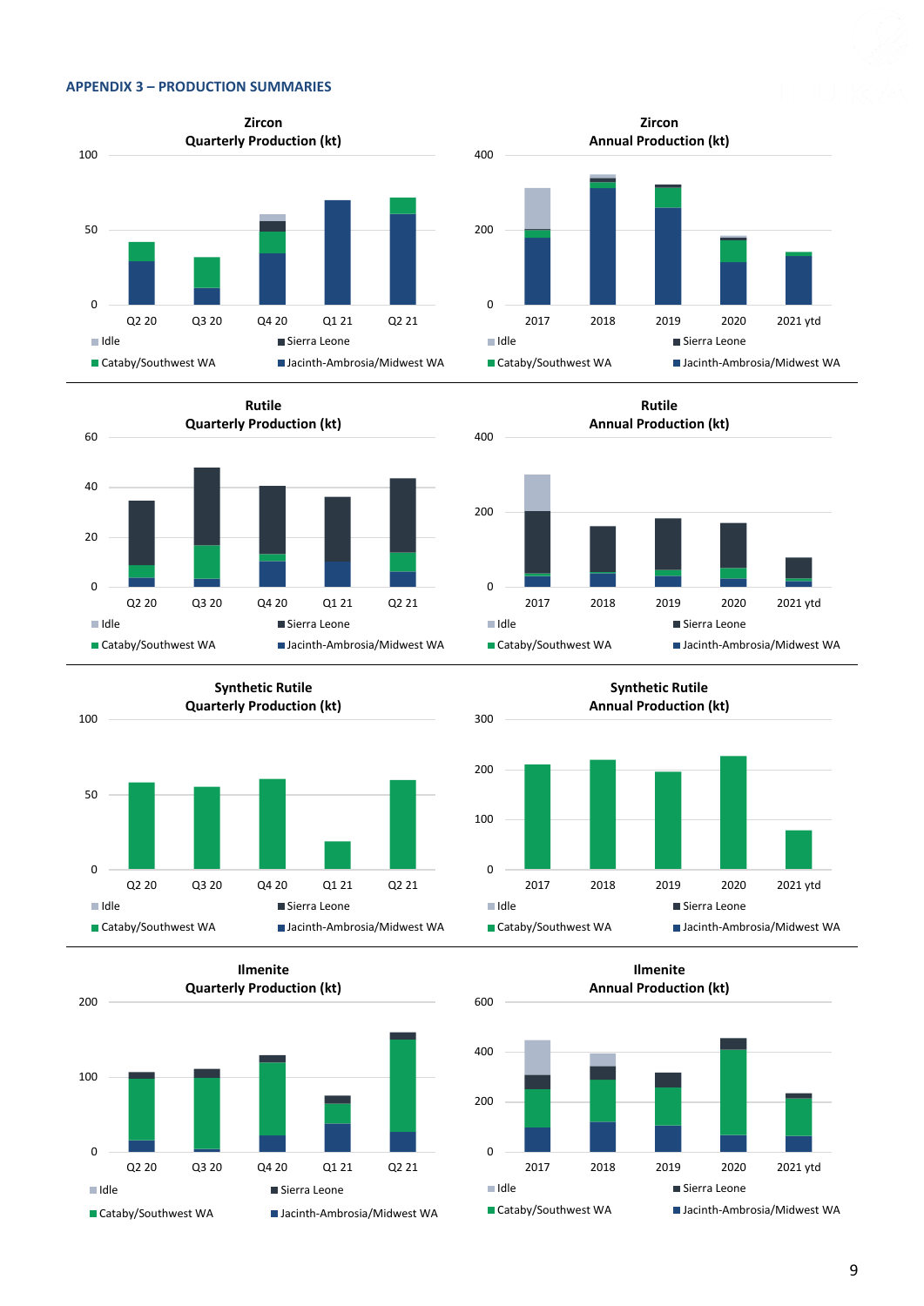## APPENDIX 3 – PRODUCTION SUMMARIES

Zircon
Quarterly Production (kt)

100
50
0

Q2 20 Q3 20 Q4 20 Q1 21 Q2 21

Idle
Sierra Leone
Cataby/Southwest WA
Jacinth-Ambrosia/Midwest WA

Zircon
Annual Production (kt)

400
200
0

2017 2018 2019 2020 2021 ytd

Idle
Sierra Leone
Cataby/Southwest WA
Jacinth-Ambrosia/Midwest WA

Rutile
Quarterly Production (kt)

60
40
20
0

Q2 20 Q3 20 Q4 20 Q1 21 Q2 21

Idle
Sierra Leone
Cataby/Southwest WA
Jacinth-Ambrosia/Midwest WA

Rutile
Annual Production (kt)

400
200
0

2017 2018 2019 2020 2021 ytd

Idle
Sierra Leone
Cataby/Southwest WA
Jacinth-Ambrosia/Midwest WA

Synthetic Rutile
Quarterly Production (kt)

100
50
0

Q2 20 Q3 20 Q4 20 Q1 21 Q2 21

Idle
Sierra Leone
Cataby/Southwest WA
Jacinth-Ambrosia/Midwest WA

Synthetic Rutile
Annual Production (kt)

300
200
100
0

2017 2018 2019 2020 2021 ytd

Idle
Sierra Leone
Cataby/Southwest WA
Jacinth-Ambrosia/Midwest WA

Ilmenite
Quarterly Production (kt)

200
100
0

Q2 20 Q3 20 Q4 20 Q1 21 Q2 21

Idle
Sierra Leone
Cataby/Southwest WA
Jacinth-Ambrosia/Midwest WA

Ilmenite
Annual Production (kt)

600
400
200
0

2017 2018 2019 2020 2021 ytd

Idle
Sierra Leone
Cataby/Southwest WA
Jacinth-Ambrosia/Midwest WA